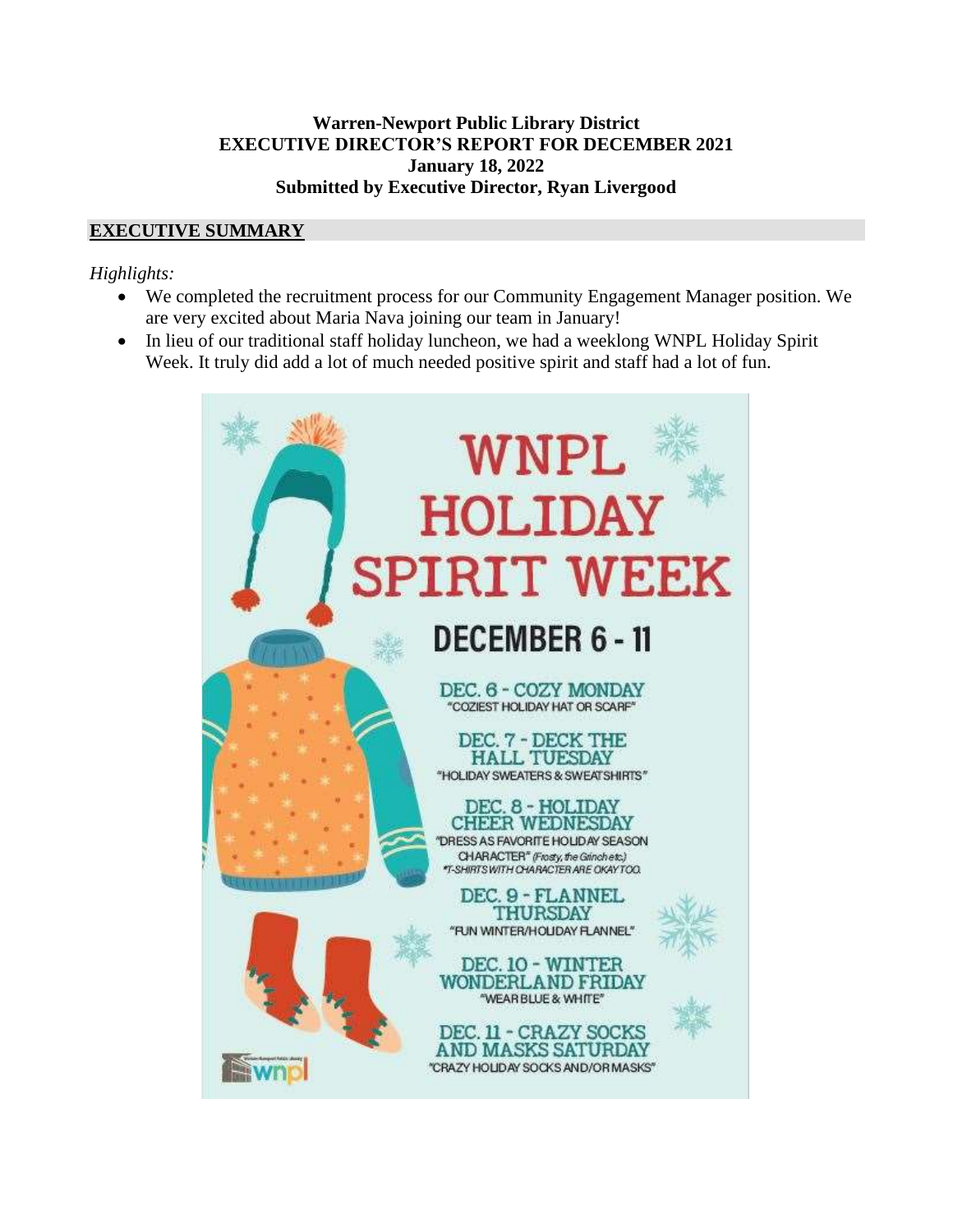**Warren-Newport Public Library District**
**EXECUTIVE DIRECTOR'S REPORT FOR DECEMBER 2021**
**January 18, 2022**
**Submitted by Executive Director, Ryan Livergood**

## EXECUTIVE SUMMARY

*Highlights:*

- We completed the recruitment process for our Community Engagement Manager position. We are very excited about Maria Nava joining our team in January!
- In lieu of our traditional staff holiday luncheon, we had a weeklong WNPL Holiday Spirit Week. It truly did add a lot of much needed positive spirit and staff had a lot of fun.

WNPL HOLIDAY SPIRIT WEEK

DECEMBER 6 - 11

DEC. 6 - COZY MONDAY
"COZIEST HOLIDAY HAT OR SCARF"

DEC. 7 - DECK THE HALL TUESDAY
"HOLIDAY SWEATERS & SWEATSHIRTS"

DEC. 8 - HOLIDAY CHEER WEDNESDAY
"DRESS AS FAVORITE HOLIDAY SEASON CHARACTER" (Frosty, the Grinch etc.)
*T-SHIRTS WITH CHARACTER ARE OKAY TOO.

DEC. 9 - FLANNEL THURSDAY
"FUN WINTER/HOLIDAY FLANNEL"

DEC. 10 - WINTER WONDERLAND FRIDAY
"WEAR BLUE & WHITE"

DEC. 11 - CRAZY SOCKS AND MASKS SATURDAY
"CRAZY HOLIDAY SOCKS AND/OR MASKS"

wnpl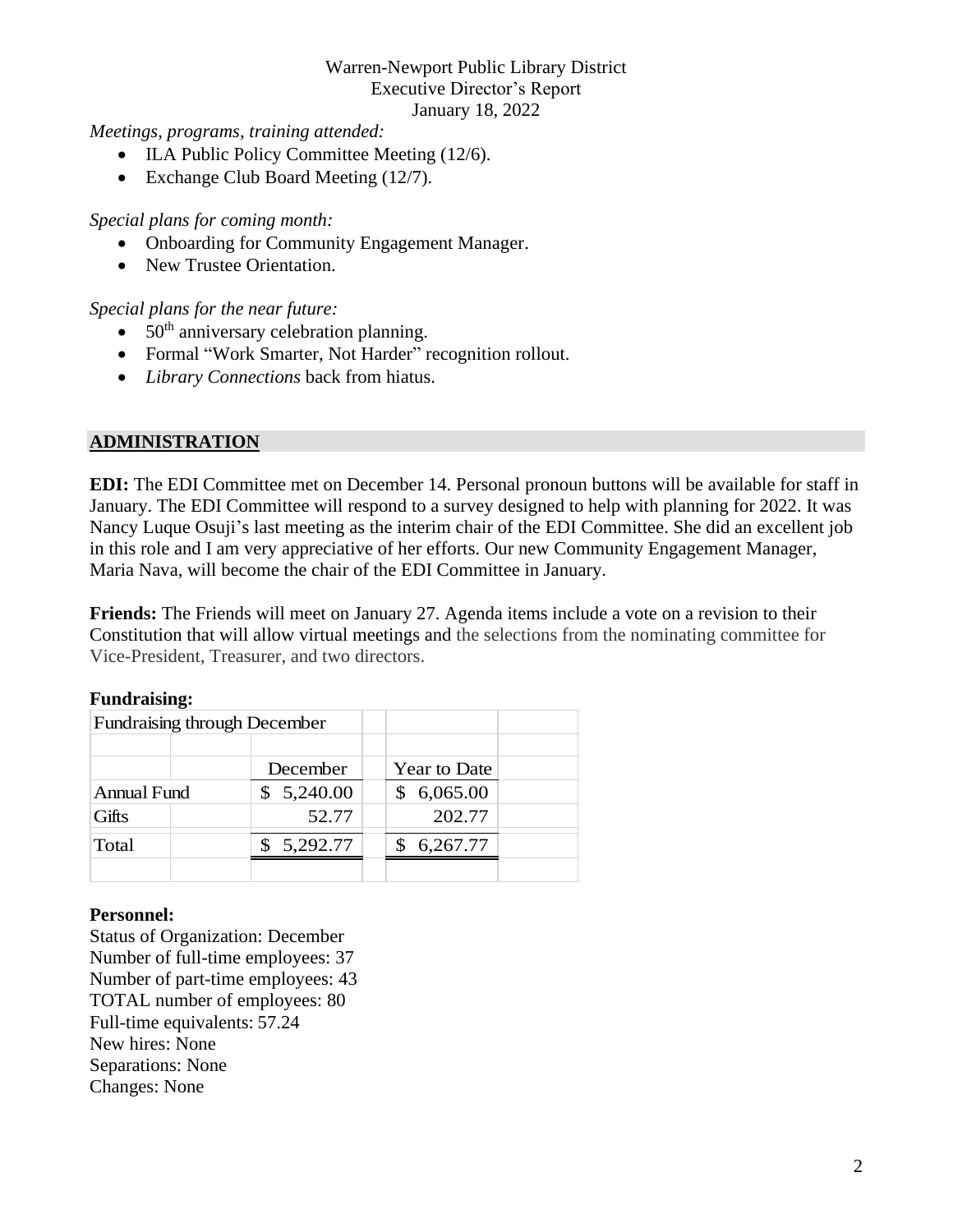Warren-Newport Public Library District
Executive Director's Report
January 18, 2022

*Meetings, programs, training attended:*

- ILA Public Policy Committee Meeting (12/6).
- Exchange Club Board Meeting (12/7).

*Special plans for coming month:*

- Onboarding for Community Engagement Manager.
- New Trustee Orientation.

*Special plans for the near future:*

- 50th anniversary celebration planning.
- Formal "Work Smarter, Not Harder" recognition rollout.
- *Library Connections* back from hiatus.

## ADMINISTRATION

**EDI:** The EDI Committee met on December 14. Personal pronoun buttons will be available for staff in January. The EDI Committee will respond to a survey designed to help with planning for 2022. It was Nancy Luque Osuji's last meeting as the interim chair of the EDI Committee. She did an excellent job in this role and I am very appreciative of her efforts. Our new Community Engagement Manager, Maria Nava, will become the chair of the EDI Committee in January.

**Friends:** The Friends will meet on January 27. Agenda items include a vote on a revision to their Constitution that will allow virtual meetings and the selections from the nominating committee for Vice-President, Treasurer, and two directors.

**Fundraising:**

| Fundraising through December | | |
|---|---|---|
| | December | Year to Date |
| Annual Fund | $ 5,240.00 | $ 6,065.00 |
| Gifts | 52.77 | 202.77 |
| Total | $ 5,292.77 | $ 6,267.77 |

**Personnel:**

Status of Organization: December
Number of full-time employees: 37
Number of part-time employees: 43
TOTAL number of employees: 80
Full-time equivalents: 57.24
New hires: None
Separations: None
Changes: None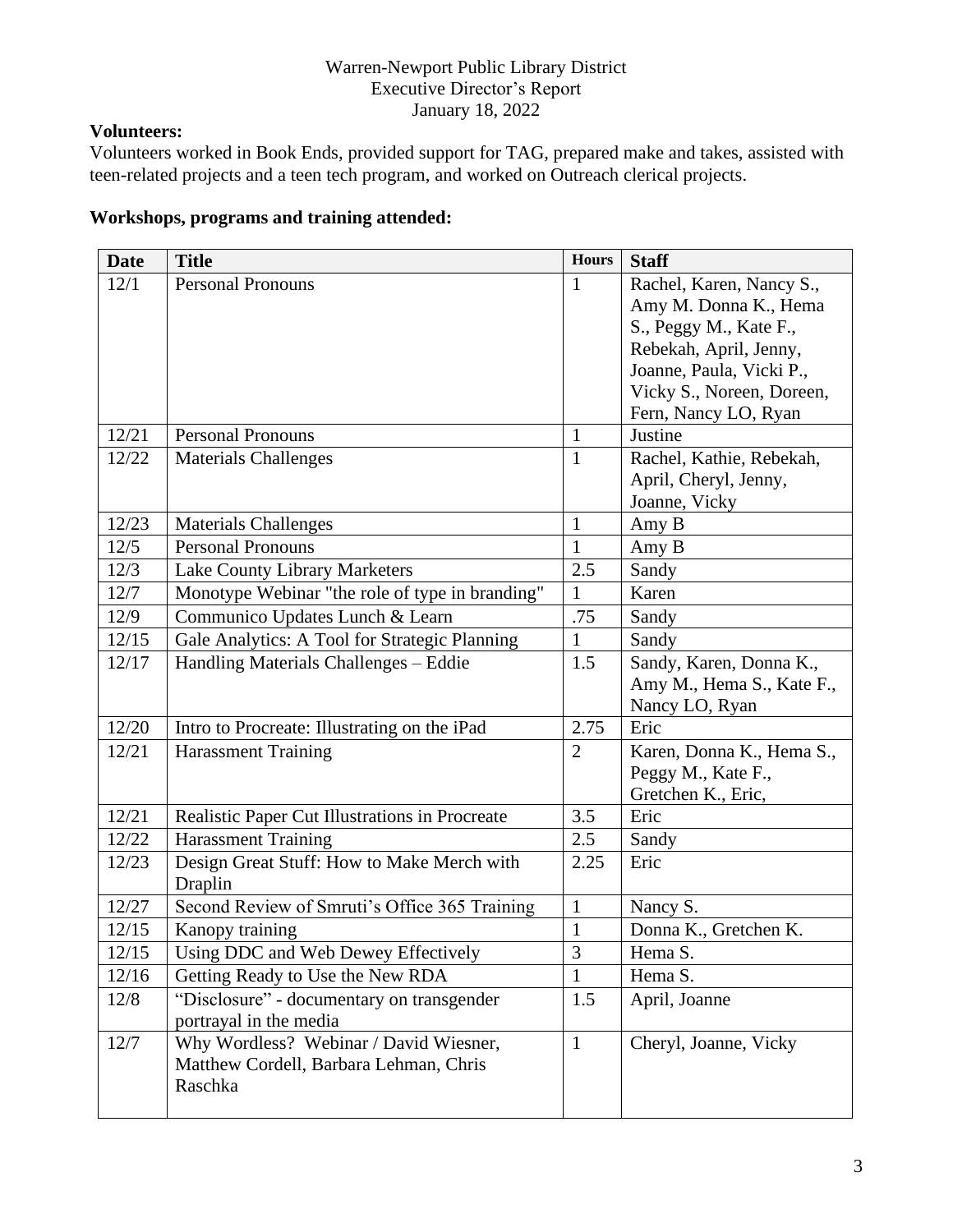Warren-Newport Public Library District
Executive Director's Report
January 18, 2022

**Volunteers:**

Volunteers worked in Book Ends, provided support for TAG, prepared make and takes, assisted with teen-related projects and a teen tech program, and worked on Outreach clerical projects.

**Workshops, programs and training attended:**

| Date | Title | Hours | Staff |
|---|---|---|---|
| 12/1 | Personal Pronouns | 1 | Rachel, Karen, Nancy S., Amy M. Donna K., Hema S., Peggy M., Kate F., Rebekah, April, Jenny, Joanne, Paula, Vicki P., Vicky S., Noreen, Doreen, Fern, Nancy LO, Ryan |
| 12/21 | Personal Pronouns | 1 | Justine |
| 12/22 | Materials Challenges | 1 | Rachel, Kathie, Rebekah, April, Cheryl, Jenny, Joanne, Vicky |
| 12/23 | Materials Challenges | 1 | Amy B |
| 12/5 | Personal Pronouns | 1 | Amy B |
| 12/3 | Lake County Library Marketers | 2.5 | Sandy |
| 12/7 | Monotype Webinar "the role of type in branding" | 1 | Karen |
| 12/9 | Communico Updates Lunch & Learn | .75 | Sandy |
| 12/15 | Gale Analytics: A Tool for Strategic Planning | 1 | Sandy |
| 12/17 | Handling Materials Challenges – Eddie | 1.5 | Sandy, Karen, Donna K., Amy M., Hema S., Kate F., Nancy LO, Ryan |
| 12/20 | Intro to Procreate: Illustrating on the iPad | 2.75 | Eric |
| 12/21 | Harassment Training | 2 | Karen, Donna K., Hema S., Peggy M., Kate F., Gretchen K., Eric, |
| 12/21 | Realistic Paper Cut Illustrations in Procreate | 3.5 | Eric |
| 12/22 | Harassment Training | 2.5 | Sandy |
| 12/23 | Design Great Stuff: How to Make Merch with Draplin | 2.25 | Eric |
| 12/27 | Second Review of Smruti's Office 365 Training | 1 | Nancy S. |
| 12/15 | Kanopy training | 1 | Donna K., Gretchen K. |
| 12/15 | Using DDC and Web Dewey Effectively | 3 | Hema S. |
| 12/16 | Getting Ready to Use the New RDA | 1 | Hema S. |
| 12/8 | "Disclosure" - documentary on transgender portrayal in the media | 1.5 | April, Joanne |
| 12/7 | Why Wordless? Webinar / David Wiesner, Matthew Cordell, Barbara Lehman, Chris Raschka | 1 | Cheryl, Joanne, Vicky |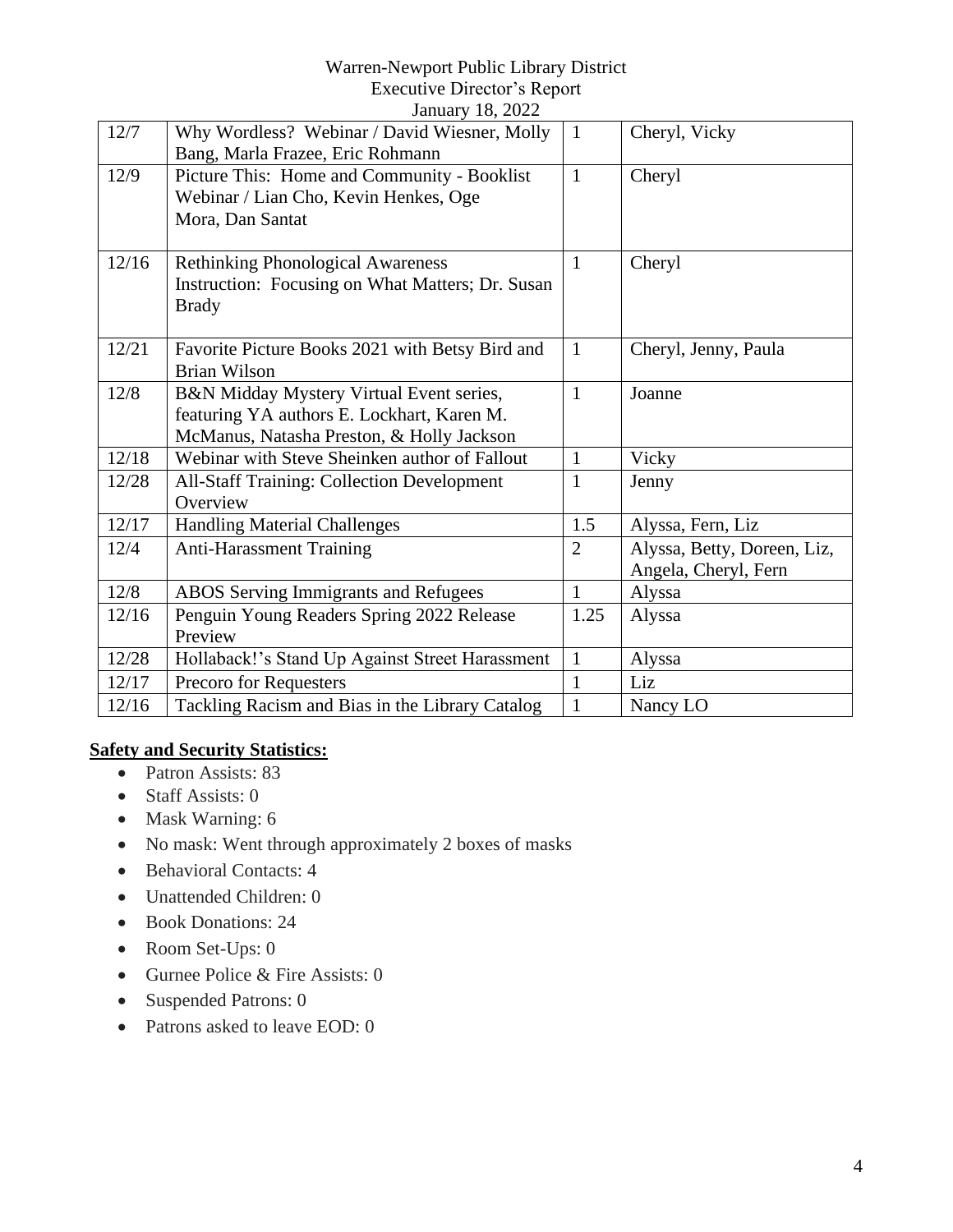| 12/7 | Why Wordless? Webinar / David Wiesner, Molly Bang, Marla Frazee, Eric Rohmann | 1 | Cheryl, Vicky |
|---|---|---|---|
| 12/9 | Picture This: Home and Community - Booklist Webinar / Lian Cho, Kevin Henkes, Oge Mora, Dan Santat | 1 | Cheryl |
| 12/16 | Rethinking Phonological Awareness Instruction: Focusing on What Matters; Dr. Susan Brady | 1 | Cheryl |
| 12/21 | Favorite Picture Books 2021 with Betsy Bird and Brian Wilson | 1 | Cheryl, Jenny, Paula |
| 12/8 | B&N Midday Mystery Virtual Event series, featuring YA authors E. Lockhart, Karen M. McManus, Natasha Preston, & Holly Jackson | 1 | Joanne |
| 12/18 | Webinar with Steve Sheinken author of Fallout | 1 | Vicky |
| 12/28 | All-Staff Training: Collection Development Overview | 1 | Jenny |
| 12/17 | Handling Material Challenges | 1.5 | Alyssa, Fern, Liz |
| 12/4 | Anti-Harassment Training | 2 | Alyssa, Betty, Doreen, Liz, Angela, Cheryl, Fern |
| 12/8 | ABOS Serving Immigrants and Refugees | 1 | Alyssa |
| 12/16 | Penguin Young Readers Spring 2022 Release Preview | 1.25 | Alyssa |
| 12/28 | Hollaback!'s Stand Up Against Street Harassment | 1 | Alyssa |
| 12/17 | Precoro for Requesters | 1 | Liz |
| 12/16 | Tackling Racism and Bias in the Library Catalog | 1 | Nancy LO |

**Safety and Security Statistics:**

- Patron Assists: 83
- Staff Assists: 0
- Mask Warning: 6
- No mask: Went through approximately 2 boxes of masks
- Behavioral Contacts: 4
- Unattended Children: 0
- Book Donations: 24
- Room Set-Ups: 0
- Gurnee Police & Fire Assists: 0
- Suspended Patrons: 0
- Patrons asked to leave EOD: 0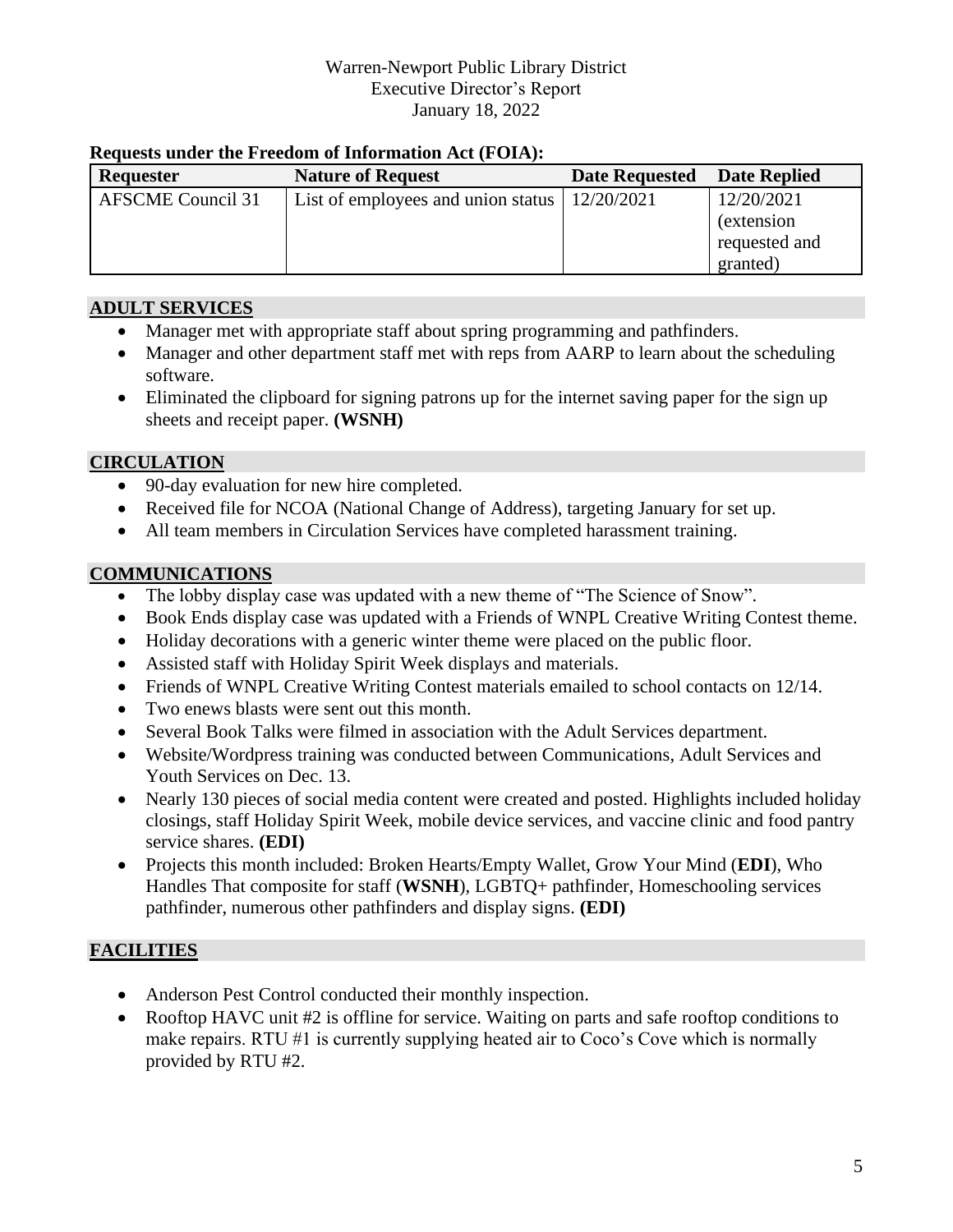Warren-Newport Public Library District
Executive Director's Report
January 18, 2022

**Requests under the Freedom of Information Act (FOIA):**

| Requester | Nature of Request | Date Requested | Date Replied |
|---|---|---|---|
| AFSCME Council 31 | List of employees and union status | 12/20/2021 | 12/20/2021 (extension requested and granted) |

## ADULT SERVICES

- Manager met with appropriate staff about spring programming and pathfinders.
- Manager and other department staff met with reps from AARP to learn about the scheduling software.
- Eliminated the clipboard for signing patrons up for the internet saving paper for the sign up sheets and receipt paper. **(WSNH)**

## CIRCULATION

- 90-day evaluation for new hire completed.
- Received file for NCOA (National Change of Address), targeting January for set up.
- All team members in Circulation Services have completed harassment training.

## COMMUNICATIONS

- The lobby display case was updated with a new theme of "The Science of Snow".
- Book Ends display case was updated with a Friends of WNPL Creative Writing Contest theme.
- Holiday decorations with a generic winter theme were placed on the public floor.
- Assisted staff with Holiday Spirit Week displays and materials.
- Friends of WNPL Creative Writing Contest materials emailed to school contacts on 12/14.
- Two enews blasts were sent out this month.
- Several Book Talks were filmed in association with the Adult Services department.
- Website/Wordpress training was conducted between Communications, Adult Services and Youth Services on Dec. 13.
- Nearly 130 pieces of social media content were created and posted. Highlights included holiday closings, staff Holiday Spirit Week, mobile device services, and vaccine clinic and food pantry service shares. **(EDI)**
- Projects this month included: Broken Hearts/Empty Wallet, Grow Your Mind (**EDI**), Who Handles That composite for staff (**WSNH**), LGBTQ+ pathfinder, Homeschooling services pathfinder, numerous other pathfinders and display signs. **(EDI)**

## FACILITIES

- Anderson Pest Control conducted their monthly inspection.
- Rooftop HAVC unit #2 is offline for service. Waiting on parts and safe rooftop conditions to make repairs. RTU #1 is currently supplying heated air to Coco's Cove which is normally provided by RTU #2.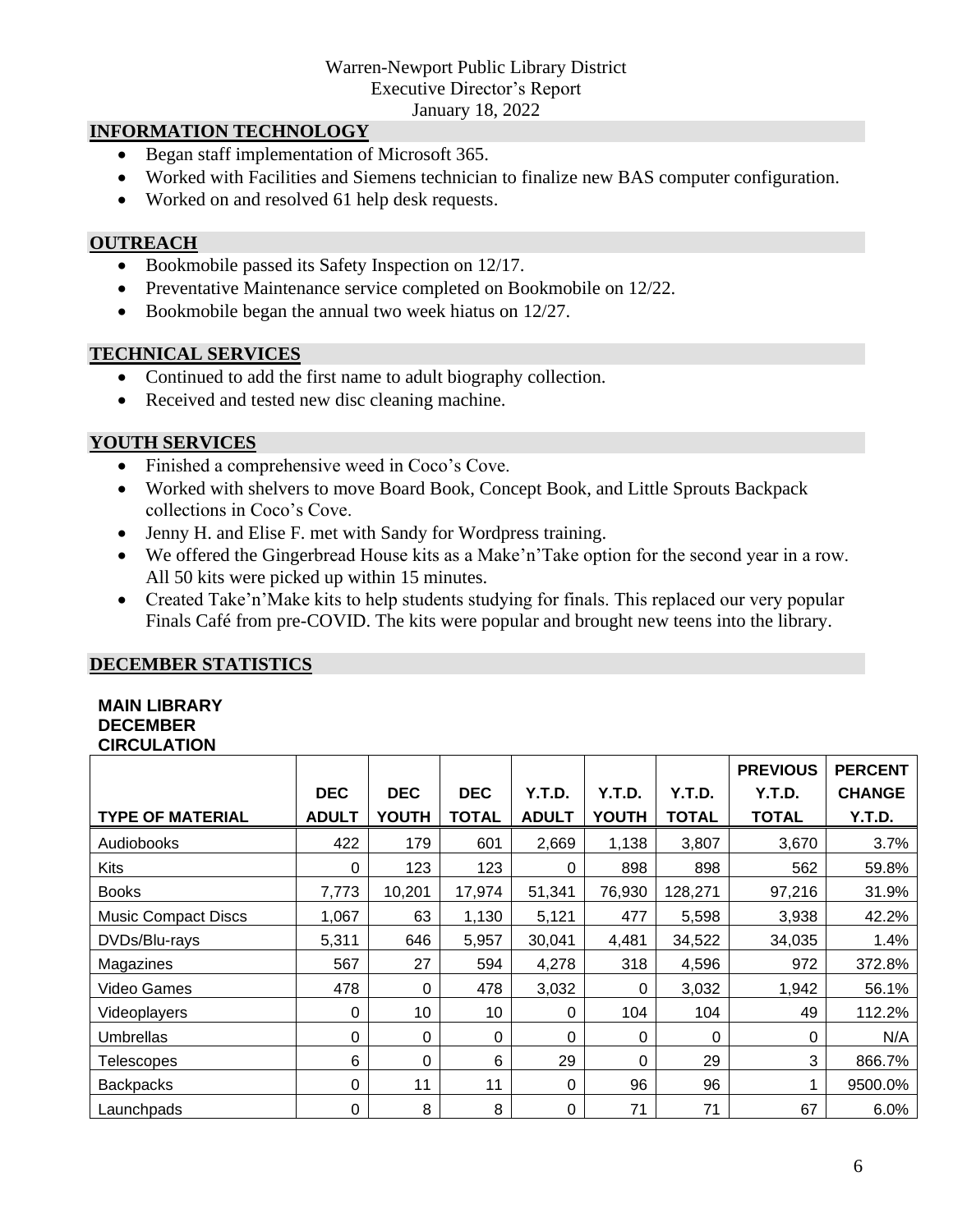Warren-Newport Public Library District
Executive Director's Report
January 18, 2022

## INFORMATION TECHNOLOGY

- Began staff implementation of Microsoft 365.
- Worked with Facilities and Siemens technician to finalize new BAS computer configuration.
- Worked on and resolved 61 help desk requests.

## OUTREACH

- Bookmobile passed its Safety Inspection on 12/17.
- Preventative Maintenance service completed on Bookmobile on 12/22.
- Bookmobile began the annual two week hiatus on 12/27.

## TECHNICAL SERVICES

- Continued to add the first name to adult biography collection.
- Received and tested new disc cleaning machine.

## YOUTH SERVICES

- Finished a comprehensive weed in Coco's Cove.
- Worked with shelvers to move Board Book, Concept Book, and Little Sprouts Backpack collections in Coco's Cove.
- Jenny H. and Elise F. met with Sandy for Wordpress training.
- We offered the Gingerbread House kits as a Make'n'Take option for the second year in a row. All 50 kits were picked up within 15 minutes.
- Created Take'n'Make kits to help students studying for finals. This replaced our very popular Finals Café from pre-COVID. The kits were popular and brought new teens into the library.

## DECEMBER STATISTICS

**MAIN LIBRARY**
**DECEMBER**
**CIRCULATION**

| TYPE OF MATERIAL | DEC ADULT | DEC YOUTH | DEC TOTAL | Y.T.D. ADULT | Y.T.D. YOUTH | Y.T.D. TOTAL | PREVIOUS Y.T.D. TOTAL | PERCENT CHANGE Y.T.D. |
|---|---|---|---|---|---|---|---|---|
| Audiobooks | 422 | 179 | 601 | 2,669 | 1,138 | 3,807 | 3,670 | 3.7% |
| Kits | 0 | 123 | 123 | 0 | 898 | 898 | 562 | 59.8% |
| Books | 7,773 | 10,201 | 17,974 | 51,341 | 76,930 | 128,271 | 97,216 | 31.9% |
| Music Compact Discs | 1,067 | 63 | 1,130 | 5,121 | 477 | 5,598 | 3,938 | 42.2% |
| DVDs/Blu-rays | 5,311 | 646 | 5,957 | 30,041 | 4,481 | 34,522 | 34,035 | 1.4% |
| Magazines | 567 | 27 | 594 | 4,278 | 318 | 4,596 | 972 | 372.8% |
| Video Games | 478 | 0 | 478 | 3,032 | 0 | 3,032 | 1,942 | 56.1% |
| Videoplayers | 0 | 10 | 10 | 0 | 104 | 104 | 49 | 112.2% |
| Umbrellas | 0 | 0 | 0 | 0 | 0 | 0 | 0 | N/A |
| Telescopes | 6 | 0 | 6 | 29 | 0 | 29 | 3 | 866.7% |
| Backpacks | 0 | 11 | 11 | 0 | 96 | 96 | 1 | 9500.0% |
| Launchpads | 0 | 8 | 8 | 0 | 71 | 71 | 67 | 6.0% |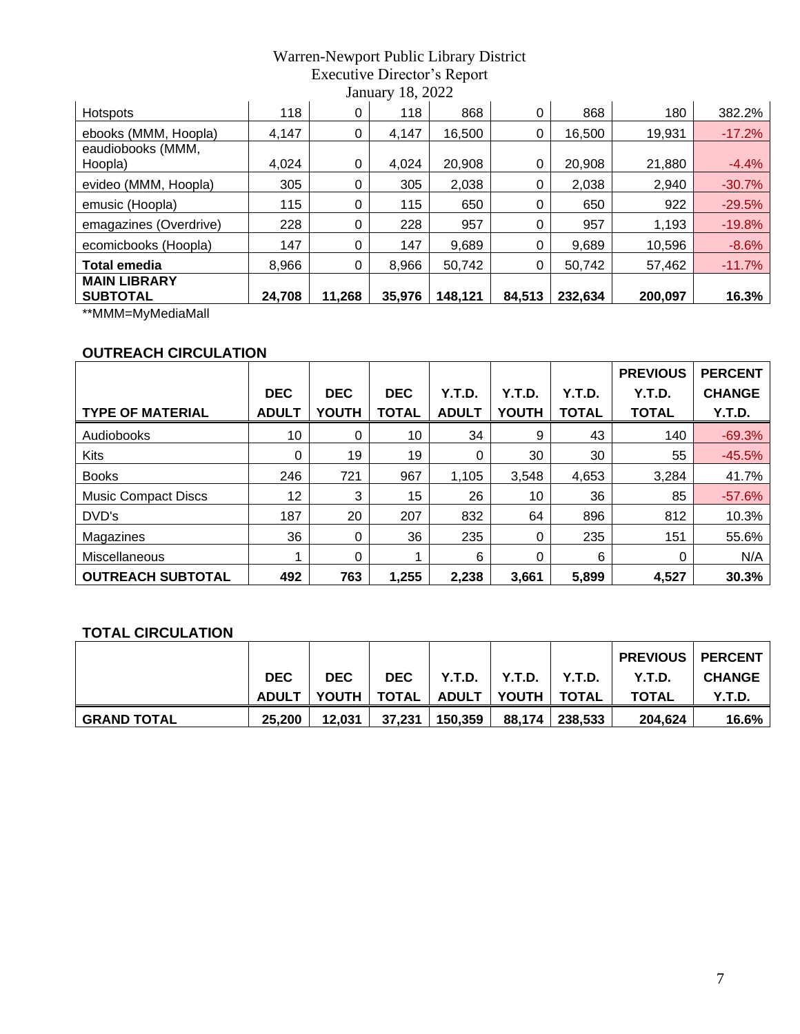Warren-Newport Public Library District
Executive Director's Report
January 18, 2022

| | | | | | | | | |
|---|---|---|---|---|---|---|---|---|
| Hotspots | 118 | 0 | 118 | 868 | 0 | 868 | 180 | 382.2% |
| ebooks (MMM, Hoopla) | 4,147 | 0 | 4,147 | 16,500 | 0 | 16,500 | 19,931 | -17.2% |
| eaudiobooks (MMM, Hoopla) | 4,024 | 0 | 4,024 | 20,908 | 0 | 20,908 | 21,880 | -4.4% |
| evideo (MMM, Hoopla) | 305 | 0 | 305 | 2,038 | 0 | 2,038 | 2,940 | -30.7% |
| emusic (Hoopla) | 115 | 0 | 115 | 650 | 0 | 650 | 922 | -29.5% |
| emagazines (Overdrive) | 228 | 0 | 228 | 957 | 0 | 957 | 1,193 | -19.8% |
| ecomicbooks (Hoopla) | 147 | 0 | 147 | 9,689 | 0 | 9,689 | 10,596 | -8.6% |
| **Total emedia** | 8,966 | 0 | 8,966 | 50,742 | 0 | 50,742 | 57,462 | -11.7% |
| **MAIN LIBRARY SUBTOTAL** | **24,708** | **11,268** | **35,976** | **148,121** | **84,513** | **232,634** | **200,097** | **16.3%** |

**MMM=MyMediaMall

**OUTREACH CIRCULATION**

| TYPE OF MATERIAL | DEC ADULT | DEC YOUTH | DEC TOTAL | Y.T.D. ADULT | Y.T.D. YOUTH | Y.T.D. TOTAL | PREVIOUS Y.T.D. TOTAL | PERCENT CHANGE Y.T.D. |
|---|---|---|---|---|---|---|---|---|
| Audiobooks | 10 | 0 | 10 | 34 | 9 | 43 | 140 | -69.3% |
| Kits | 0 | 19 | 19 | 0 | 30 | 30 | 55 | -45.5% |
| Books | 246 | 721 | 967 | 1,105 | 3,548 | 4,653 | 3,284 | 41.7% |
| Music Compact Discs | 12 | 3 | 15 | 26 | 10 | 36 | 85 | -57.6% |
| DVD's | 187 | 20 | 207 | 832 | 64 | 896 | 812 | 10.3% |
| Magazines | 36 | 0 | 36 | 235 | 0 | 235 | 151 | 55.6% |
| Miscellaneous | 1 | 0 | 1 | 6 | 0 | 6 | 0 | N/A |
| **OUTREACH SUBTOTAL** | **492** | **763** | **1,255** | **2,238** | **3,661** | **5,899** | **4,527** | **30.3%** |

**TOTAL CIRCULATION**

| | DEC ADULT | DEC YOUTH | DEC TOTAL | Y.T.D. ADULT | Y.T.D. YOUTH | Y.T.D. TOTAL | PREVIOUS Y.T.D. TOTAL | PERCENT CHANGE Y.T.D. |
|---|---|---|---|---|---|---|---|---|
| **GRAND TOTAL** | **25,200** | **12,031** | **37,231** | **150,359** | **88,174** | **238,533** | **204,624** | **16.6%** |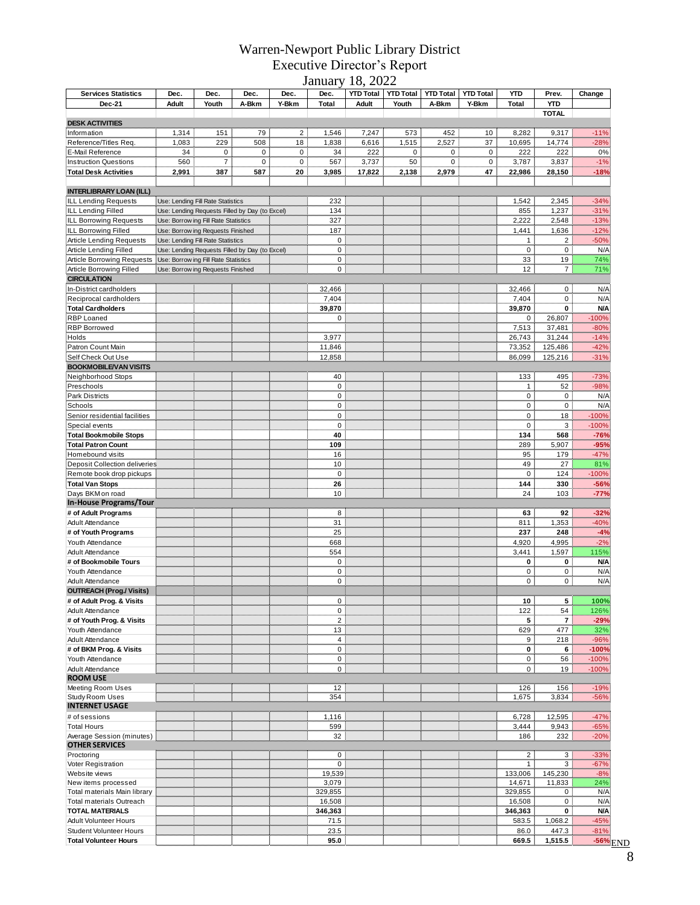# Warren-Newport Public Library District
## Executive Director's Report
### January 18, 2022

| Services Statistics | Dec. | Dec. | Dec. | Dec. | Dec. | YTD Total | YTD Total | YTD Total | YTD Total | YTD | Prev. | Change |
|---|---|---|---|---|---|---|---|---|---|---|---|---|
| Dec-21 | Adult | Youth | A-Bkm | Y-Bkm | Total | Adult | Youth | A-Bkm | Y-Bkm | Total | YTD | |
| | | | | | | | | | | | TOTAL | |
| **DESK ACTIVITIES** | | | | | | | | | | | | |
| Information | 1,314 | 151 | 79 | 2 | 1,546 | 7,247 | 573 | 452 | 10 | 8,282 | 9,317 | -11% |
| Reference/Titles Req. | 1,083 | 229 | 508 | 18 | 1,838 | 6,616 | 1,515 | 2,527 | 37 | 10,695 | 14,774 | -28% |
| E-Mail Reference | 34 | 0 | 0 | 0 | 34 | 222 | 0 | 0 | 0 | 222 | 222 | 0% |
| Instruction Questions | 560 | 7 | 0 | 0 | 567 | 3,737 | 50 | 0 | 0 | 3,787 | 3,837 | -1% |
| **Total Desk Activities** | **2,991** | **387** | **587** | **20** | **3,985** | **17,822** | **2,138** | **2,979** | **47** | **22,986** | **28,150** | **-18%** |
| **INTERLIBRARY LOAN (ILL)** | | | | | | | | | | | | |
| ILL Lending Requests | Use: Lending Fill Rate Statistics | | | | 232 | | | | | 1,542 | 2,345 | -34% |
| ILL Lending Filled | Use: Lending Requests Filled by Day (to Excel) | | | | 134 | | | | | 855 | 1,237 | -31% |
| ILL Borrowing Requests | Use: Borrowing Fill Rate Statistics | | | | 327 | | | | | 2,222 | 2,548 | -13% |
| ILL Borrowing Filled | Use: Borrowing Requests Finished | | | | 187 | | | | | 1,441 | 1,636 | -12% |
| Article Lending Requests | Use: Lending Fill Rate Statistics | | | | 0 | | | | | 1 | 2 | -50% |
| Article Lending Filled | Use: Lending Requests Filled by Day (to Excel) | | | | 0 | | | | | 0 | 0 | N/A |
| Article Borrowing Requests | Use: Borrowing Fill Rate Statistics | | | | 0 | | | | | 33 | 19 | 74% |
| Article Borrowing Filled | Use: Borrowing Requests Finished | | | | 0 | | | | | 12 | 7 | 71% |
| **CIRCULATION** | | | | | | | | | | | | |
| In-District cardholders | | | | | 32,466 | | | | | 32,466 | 0 | N/A |
| Reciprocal cardholders | | | | | 7,404 | | | | | 7,404 | 0 | N/A |
| **Total Cardholders** | | | | | **39,870** | | | | | **39,870** | **0** | **N/A** |
| RBP Loaned | | | | | 0 | | | | | 0 | 26,807 | -100% |
| RBP Borrowed | | | | | | | | | | 7,513 | 37,481 | -80% |
| Holds | | | | | 3,977 | | | | | 26,743 | 31,244 | -14% |
| Patron Count Main | | | | | 11,846 | | | | | 73,352 | 125,486 | -42% |
| Self Check Out Use | | | | | 12,858 | | | | | 86,099 | 125,216 | -31% |
| **BOOKMOBILE/VAN VISITS** | | | | | | | | | | | | |
| Neighborhood Stops | | | | | 40 | | | | | 133 | 495 | -73% |
| Preschools | | | | | 0 | | | | | 1 | 52 | -98% |
| Park Districts | | | | | 0 | | | | | 0 | 0 | N/A |
| Schools | | | | | 0 | | | | | 0 | 0 | N/A |
| Senior residential facilities | | | | | 0 | | | | | 0 | 18 | -100% |
| Special events | | | | | 0 | | | | | 0 | 3 | -100% |
| **Total Bookmobile Stops** | | | | | **40** | | | | | **134** | **568** | **-76%** |
| **Total Patron Count** | | | | | **109** | | | | | 289 | 5,907 | **-95%** |
| Homebound visits | | | | | 16 | | | | | 95 | 179 | -47% |
| Deposit Collection deliveries | | | | | 10 | | | | | 49 | 27 | 81% |
| Remote book drop pickups | | | | | 0 | | | | | 0 | 124 | -100% |
| **Total Van Stops** | | | | | **26** | | | | | **144** | **330** | **-56%** |
| Days BKM on road | | | | | 10 | | | | | 24 | 103 | -77% |
| **In-House Programs/Tour** | | | | | | | | | | | | |
| **# of Adult Programs** | | | | | 8 | | | | | **63** | **92** | **-32%** |
| Adult Attendance | | | | | 31 | | | | | 811 | 1,353 | -40% |
| **# of Youth Programs** | | | | | 25 | | | | | **237** | **248** | **-4%** |
| Youth Attendance | | | | | 668 | | | | | 4,920 | 4,995 | -2% |
| Adult Attendance | | | | | 554 | | | | | 3,441 | 1,597 | 115% |
| **# of Bookmobile Tours** | | | | | 0 | | | | | **0** | **0** | **N/A** |
| Youth Attendance | | | | | 0 | | | | | 0 | 0 | N/A |
| Adult Attendance | | | | | 0 | | | | | 0 | 0 | N/A |
| **OUTREACH (Prog./ Visits)** | | | | | | | | | | | | |
| **# of Adult Prog. & Visits** | | | | | 0 | | | | | **10** | **5** | **100%** |
| Adult Attendance | | | | | 0 | | | | | 122 | 54 | 126% |
| **# of Youth Prog. & Visits** | | | | | 2 | | | | | **5** | **7** | **-29%** |
| Youth Attendance | | | | | 13 | | | | | 629 | 477 | 32% |
| Adult Attendance | | | | | 4 | | | | | 9 | 218 | -96% |
| **# of BKM Prog. & Visits** | | | | | 0 | | | | | **0** | **6** | **-100%** |
| Youth Attendance | | | | | 0 | | | | | 0 | 56 | -100% |
| Adult Attendance | | | | | 0 | | | | | 0 | 19 | -100% |
| **ROOM USE** | | | | | | | | | | | | |
| Meeting Room Uses | | | | | 12 | | | | | 126 | 156 | -19% |
| Study Room Uses | | | | | 354 | | | | | 1,675 | 3,834 | -56% |
| **INTERNET USAGE** | | | | | | | | | | | | |
| # of sessions | | | | | 1,116 | | | | | 6,728 | 12,595 | -47% |
| Total Hours | | | | | 599 | | | | | 3,444 | 9,943 | -65% |
| Average Session (minutes) | | | | | 32 | | | | | 186 | 232 | -20% |
| **OTHER SERVICES** | | | | | | | | | | | | |
| Proctoring | | | | | 0 | | | | | 2 | 3 | -33% |
| Voter Registration | | | | | 0 | | | | | 1 | 3 | -67% |
| Website views | | | | | 19,539 | | | | | 133,006 | 145,230 | -8% |
| New items processed | | | | | 3,079 | | | | | 14,671 | 11,833 | 24% |
| Total materials Main library | | | | | 329,855 | | | | | 329,855 | 0 | N/A |
| Total materials Outreach | | | | | 16,508 | | | | | 16,508 | 0 | N/A |
| **TOTAL MATERIALS** | | | | | **346,363** | | | | | **346,363** | **0** | **N/A** |
| Adult Volunteer Hours | | | | | 71.5 | | | | | 583.5 | 1,068.2 | -45% |
| Student Volunteer Hours | | | | | 23.5 | | | | | 86.0 | 447.3 | -81% |
| **Total Volunteer Hours** | | | | | **95.0** | | | | | **669.5** | **1,515.5** | **-56%** |

END